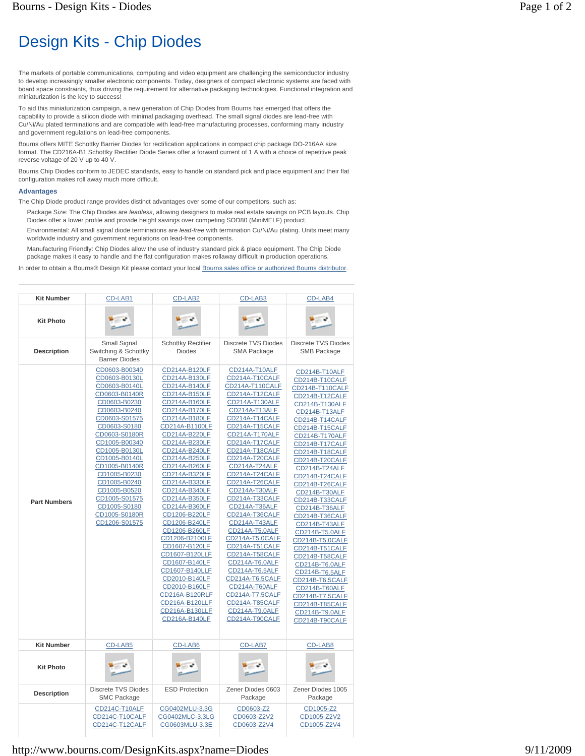# Design Kits - Chip Diodes

The markets of portable communications, computing and video equipment are challenging the semiconductor industry to develop increasingly smaller electronic components. Today, designers of compact electronic systems are faced with board space constraints, thus driving the requirement for alternative packaging technologies. Functional integration and miniaturization is the key to success!

To aid this miniaturization campaign, a new generation of Chip Diodes from Bourns has emerged that offers the capability to provide a silicon diode with minimal packaging overhead. The small signal diodes are lead-free with Cu/Ni/Au plated terminations and are compatible with lead-free manufacturing processes, conforming many industry and government regulations on lead-free components.

Bourns offers MITE Schottky Barrier Diodes for rectification applications in compact chip package DO-216AA size format. The CD216A-B1 Schottky Rectifier Diode Series offer a forward current of 1 A with a choice of repetitive peak reverse voltage of 20 V up to 40 V.

Bourns Chip Diodes conform to JEDEC standards, easy to handle on standard pick and place equipment and their flat configuration makes roll away much more difficult.

### Advantages

The Chip Diode product range provides distinct advantages over some of our competitors, such as:

Package Size: The Chip Diodes are *leadless*, allowing designers to make real estate savings on PCB layouts. Chip Diodes offer a lower profile and provide height savings over competing SOD80 (MiniMELF) product.

Environmental: All small signal diode terminations are *lead-free* with termination Cu/Ni/Au plating. Units meet many worldwide industry and government regulations on lead-free components.

Manufacturing Friendly: Chip Diodes allow the use of industry standard pick & place equipment. The Chip Diode package makes it easy to handle and the flat configuration makes rollaway difficult in production operations.

In order to obtain a Bourns® Design Kit please contact your local Bourns sales office or authorized Bourns distributor.

| Kit Number | CD-LAB1 | CD-LAB2 | CD-LAB3 | CD-LAB4 |
|---|---|---|---|---|
| Kit Photo | | | | |
| Description | Small Signal Switching & Schottky Barrier Diodes | Schottky Rectifier Diodes | Discrete TVS Diodes SMA Package | Discrete TVS Diodes SMB Package |
| Part Numbers | CD0603-B00340<br>CD0603-B0130L<br>CD0603-B0140L<br>CD0603-B0140R<br>CD0603-B0230<br>CD0603-B0240<br>CD0603-S01575<br>CD0603-S0180<br>CD0603-S0180R<br>CD1005-B00340<br>CD1005-B0130L<br>CD1005-B0140L<br>CD1005-B0140R<br>CD1005-B0230<br>CD1005-B0240<br>CD1005-B0520<br>CD1005-S01575<br>CD1005-S0180<br>CD1005-S0180R<br>CD1206-S01575 | CD214A-B120LF<br>CD214A-B130LF<br>CD214A-B140LF<br>CD214A-B150LF<br>CD214A-B160LF<br>CD214A-B170LF<br>CD214A-B180LF<br>CD214A-B1100LF<br>CD214A-B220LF<br>CD214A-B230LF<br>CD214A-B240LF<br>CD214A-B250LF<br>CD214A-B260LF<br>CD214A-B320LF<br>CD214A-B330LF<br>CD214A-B340LF<br>CD214A-B350LF<br>CD214A-B360LF<br>CD1206-B220LF<br>CD1206-B240LF<br>CD1206-B260LF<br>CD1206-B2100LF<br>CD1607-B120LF<br>CD1607-B120LLF<br>CD1607-B140LF<br>CD1607-B140LLF<br>CD2010-B140LF<br>CD2010-B160LF<br>CD216A-B120RLF<br>CD216A-B120LLF<br>CD216A-B130LLF<br>CD216A-B140LF | CD214A-T10ALF<br>CD214A-T10CALF<br>CD214A-T110CALF<br>CD214A-T12CALF<br>CD214A-T130ALF<br>CD214A-T13ALF<br>CD214A-T14CALF<br>CD214A-T15CALF<br>CD214A-T170ALF<br>CD214A-T17CALF<br>CD214A-T18CALF<br>CD214A-T20CALF<br>CD214A-T24ALF<br>CD214A-T24CALF<br>CD214A-T26CALF<br>CD214A-T30ALF<br>CD214A-T33CALF<br>CD214A-T36ALF<br>CD214A-T36CALF<br>CD214A-T43ALF<br>CD214A-T5.0ALF<br>CD214A-T5.0CALF<br>CD214A-T51CALF<br>CD214A-T58CALF<br>CD214A-T6.0ALF<br>CD214A-T6.5ALF<br>CD214A-T6.5CALF<br>CD214A-T60ALF<br>CD214A-T7.5CALF<br>CD214A-T85CALF<br>CD214A-T9.0ALF<br>CD214A-T90CALF | CD214B-T10ALF<br>CD214B-T10CALF<br>CD214B-T110CALF<br>CD214B-T12CALF<br>CD214B-T130ALF<br>CD214B-T13ALF<br>CD214B-T14CALF<br>CD214B-T15CALF<br>CD214B-T170ALF<br>CD214B-T17CALF<br>CD214B-T18CALF<br>CD214B-T20CALF<br>CD214B-T24ALF<br>CD214B-T24CALF<br>CD214B-T26CALF<br>CD214B-T30ALF<br>CD214B-T33CALF<br>CD214B-T36ALF<br>CD214B-T36CALF<br>CD214B-T43ALF<br>CD214B-T5.0ALF<br>CD214B-T5.0CALF<br>CD214B-T51CALF<br>CD214B-T58CALF<br>CD214B-T6.0ALF<br>CD214B-T6.5ALF<br>CD214B-T6.5CALF<br>CD214B-T60ALF<br>CD214B-T7.5CALF<br>CD214B-T85CALF<br>CD214B-T9.0ALF<br>CD214B-T90CALF |
| **Kit Number** | CD-LAB5 | CD-LAB6 | CD-LAB7 | CD-LAB8 |
| **Kit Photo** | | | | |
| **Description** | Discrete TVS Diodes SMC Package | ESD Protection | Zener Diodes 0603 Package | Zener Diodes 1005 Package |
| | CD214C-T10ALF<br>CD214C-T10CALF<br>CD214C-T12CALF | CG0402MLU-3.3G<br>CG0402MLC-3.3LG<br>CG0603MLU-3.3E | CD0603-Z2<br>CD0603-Z2V2<br>CD0603-Z2V4 | CD1005-Z2<br>CD1005-Z2V2<br>CD1005-Z2V4 |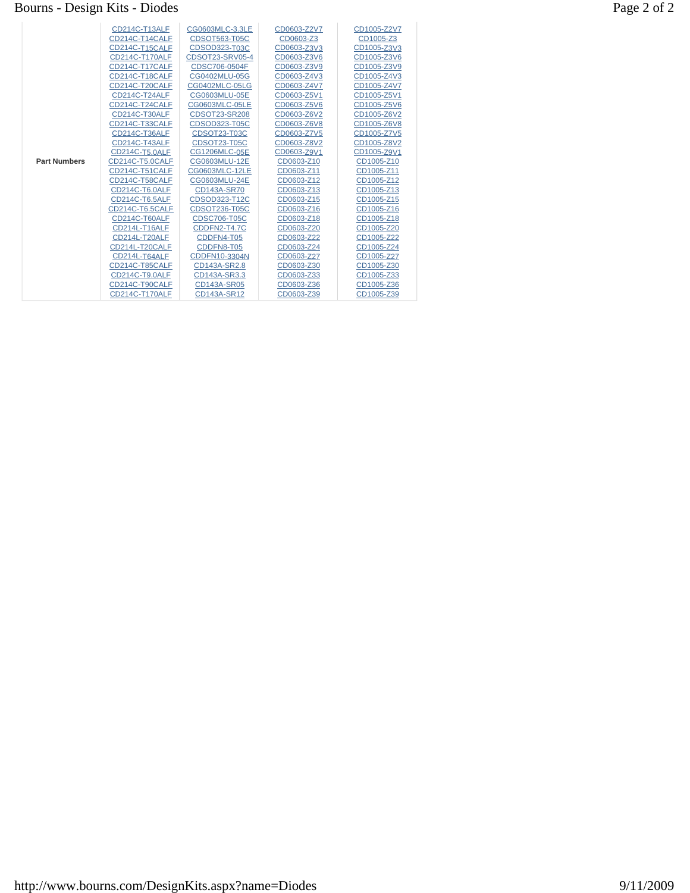| | | | | |
|---|---|---|---|---|
| Part Numbers | CD214C-T13ALF | CG0603MLC-3.3LE | CD0603-Z2V7 | CD1005-Z2V7 |
| | CD214C-T14CALF | CDSOT563-T05C | CD0603-Z3 | CD1005-Z3 |
| | CD214C-T15CALF | CDSOD323-T03C | CD0603-Z3V3 | CD1005-Z3V3 |
| | CD214C-T170ALF | CDSOT23-SRV05-4 | CD0603-Z3V6 | CD1005-Z3V6 |
| | CD214C-T17CALF | CDSC706-0504F | CD0603-Z3V9 | CD1005-Z3V9 |
| | CD214C-T18CALF | CG0402MLU-05G | CD0603-Z4V3 | CD1005-Z4V3 |
| | CD214C-T20CALF | CG0402MLC-05LG | CD0603-Z4V7 | CD1005-Z4V7 |
| | CD214C-T24ALF | CG0603MLU-05E | CD0603-Z5V1 | CD1005-Z5V1 |
| | CD214C-T24CALF | CG0603MLC-05LE | CD0603-Z5V6 | CD1005-Z5V6 |
| | CD214C-T30ALF | CDSOT23-SR208 | CD0603-Z6V2 | CD1005-Z6V2 |
| | CD214C-T33CALF | CDSOD323-T05C | CD0603-Z6V8 | CD1005-Z6V8 |
| | CD214C-T36ALF | CDSOT23-T03C | CD0603-Z7V5 | CD1005-Z7V5 |
| | CD214C-T43ALF | CDSOT23-T05C | CD0603-Z8V2 | CD1005-Z8V2 |
| | CD214C-T5.0ALF | CG1206MLC-05E | CD0603-Z9V1 | CD1005-Z9V1 |
| | CD214C-T5.0CALF | CG0603MLU-12E | CD0603-Z10 | CD1005-Z10 |
| | CD214C-T51CALF | CG0603MLC-12LE | CD0603-Z11 | CD1005-Z11 |
| | CD214C-T58CALF | CG0603MLU-24E | CD0603-Z12 | CD1005-Z12 |
| | CD214C-T6.0ALF | CD143A-SR70 | CD0603-Z13 | CD1005-Z13 |
| | CD214C-T6.5ALF | CDSOD323-T12C | CD0603-Z15 | CD1005-Z15 |
| | CD214C-T6.5CALF | CDSOT236-T05C | CD0603-Z16 | CD1005-Z16 |
| | CD214C-T60ALF | CDSC706-T05C | CD0603-Z18 | CD1005-Z18 |
| | CD214L-T16ALF | CDDFN2-T4.7C | CD0603-Z20 | CD1005-Z20 |
| | CD214L-T20ALF | CDDFN4-T05 | CD0603-Z22 | CD1005-Z22 |
| | CD214L-T20CALF | CDDFN8-T05 | CD0603-Z24 | CD1005-Z24 |
| | CD214L-T64ALF | CDDFN10-3304N | CD0603-Z27 | CD1005-Z27 |
| | CD214C-T85CALF | CD143A-SR2.8 | CD0603-Z30 | CD1005-Z30 |
| | CD214C-T9.0ALF | CD143A-SR3.3 | CD0603-Z33 | CD1005-Z33 |
| | CD214C-T90CALF | CD143A-SR05 | CD0603-Z36 | CD1005-Z36 |
| | CD214C-T170ALF | CD143A-SR12 | CD0603-Z39 | CD1005-Z39 |